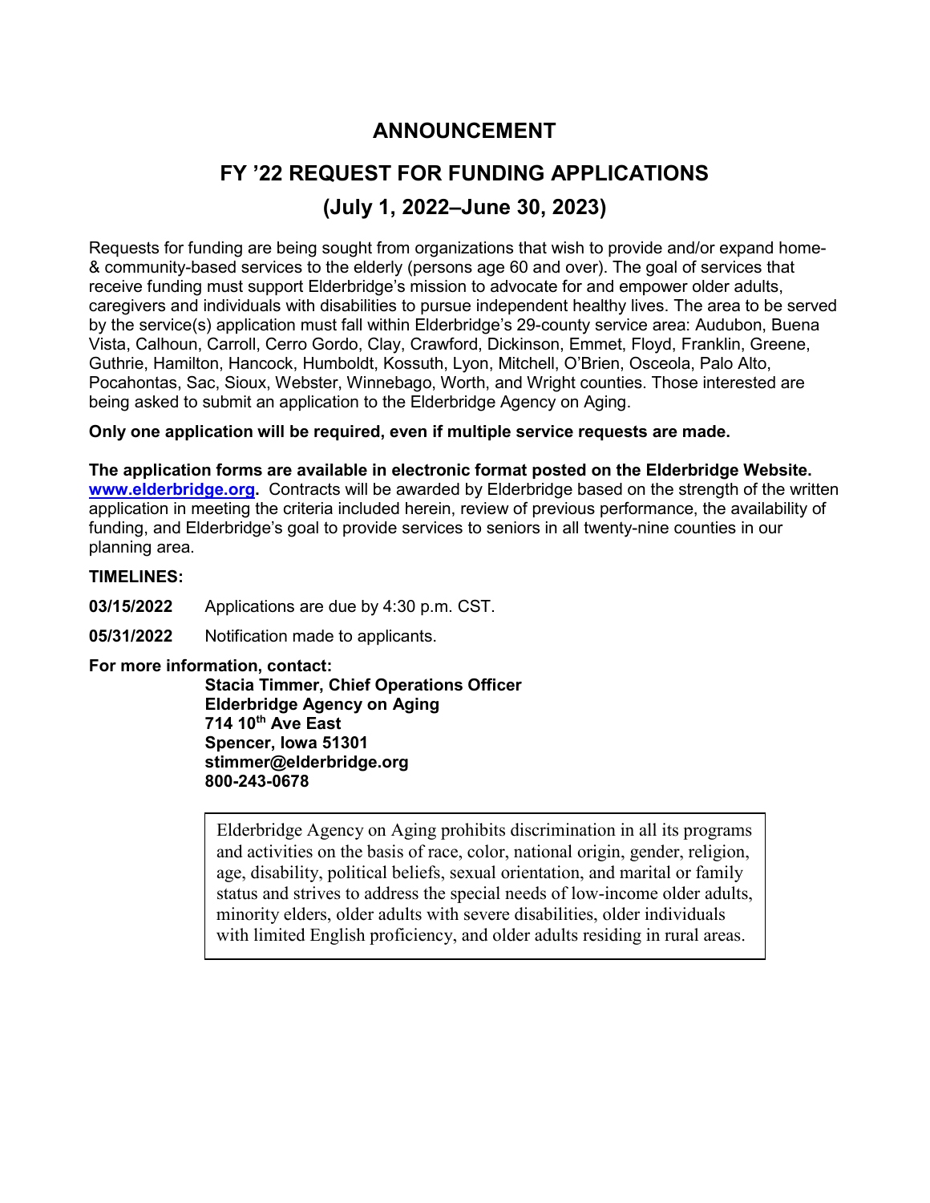# ANNOUNCEMENT

## FY '22 REQUEST FOR FUNDING APPLICATIONS

## (July 1, 2022–June 30, 2023)

Requests for funding are being sought from organizations that wish to provide and/or expand home- & community-based services to the elderly (persons age 60 and over). The goal of services that receive funding must support Elderbridge's mission to advocate for and empower older adults, caregivers and individuals with disabilities to pursue independent healthy lives. The area to be served by the service(s) application must fall within Elderbridge's 29-county service area: Audubon, Buena Vista, Calhoun, Carroll, Cerro Gordo, Clay, Crawford, Dickinson, Emmet, Floyd, Franklin, Greene, Guthrie, Hamilton, Hancock, Humboldt, Kossuth, Lyon, Mitchell, O'Brien, Osceola, Palo Alto, Pocahontas, Sac, Sioux, Webster, Winnebago, Worth, and Wright counties. Those interested are being asked to submit an application to the Elderbridge Agency on Aging.

**Only one application will be required, even if multiple service requests are made.**

**The application forms are available in electronic format posted on the Elderbridge Website. [www.elderbridge.org](http://www.elderbridge.org).** Contracts will be awarded by Elderbridge based on the strength of the written application in meeting the criteria included herein, review of previous performance, the availability of funding, and Elderbridge's goal to provide services to seniors in all twenty-nine counties in our planning area.

**TIMELINES:**

**03/15/2022** Applications are due by 4:30 p.m. CST.

**05/31/2022** Notification made to applicants.

**For more information, contact:**

**Stacia Timmer, Chief Operations Officer**
**Elderbridge Agency on Aging**
**714 10th Ave East**
**Spencer, Iowa 51301**
**stimmer@elderbridge.org**
**800-243-0678**

Elderbridge Agency on Aging prohibits discrimination in all its programs and activities on the basis of race, color, national origin, gender, religion, age, disability, political beliefs, sexual orientation, and marital or family status and strives to address the special needs of low-income older adults, minority elders, older adults with severe disabilities, older individuals with limited English proficiency, and older adults residing in rural areas.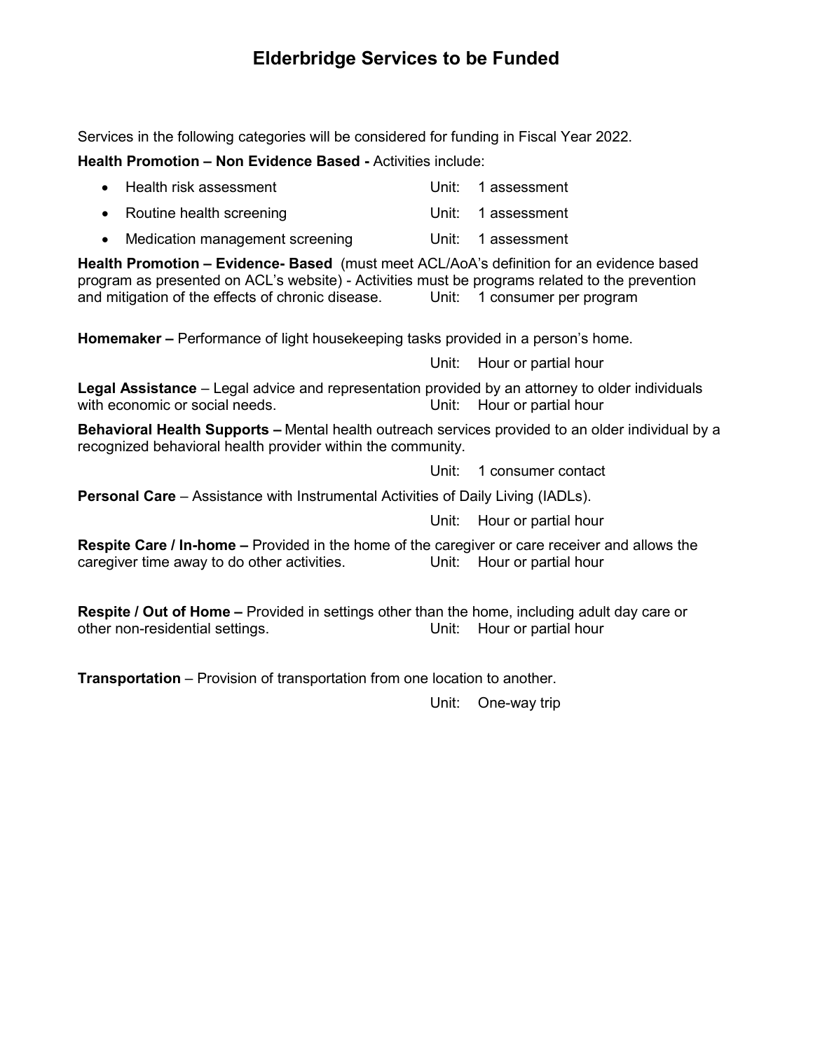# Elderbridge Services to be Funded

Services in the following categories will be considered for funding in Fiscal Year 2022.

**Health Promotion – Non Evidence Based -** Activities include:

- Health risk assessment — Unit: 1 assessment
- Routine health screening — Unit: 1 assessment
- Medication management screening — Unit: 1 assessment

**Health Promotion – Evidence- Based** (must meet ACL/AoA's definition for an evidence based program as presented on ACL's website) - Activities must be programs related to the prevention and mitigation of the effects of chronic disease. Unit: 1 consumer per program

**Homemaker –** Performance of light housekeeping tasks provided in a person's home.

Unit: Hour or partial hour

**Legal Assistance** – Legal advice and representation provided by an attorney to older individuals with economic or social needs. Unit: Hour or partial hour

**Behavioral Health Supports –** Mental health outreach services provided to an older individual by a recognized behavioral health provider within the community.

Unit: 1 consumer contact

**Personal Care** – Assistance with Instrumental Activities of Daily Living (IADLs).

Unit: Hour or partial hour

**Respite Care / In-home –** Provided in the home of the caregiver or care receiver and allows the caregiver time away to do other activities. Unit: Hour or partial hour

**Respite / Out of Home –** Provided in settings other than the home, including adult day care or other non-residential settings. Unit: Hour or partial hour

**Transportation** – Provision of transportation from one location to another.

Unit: One-way trip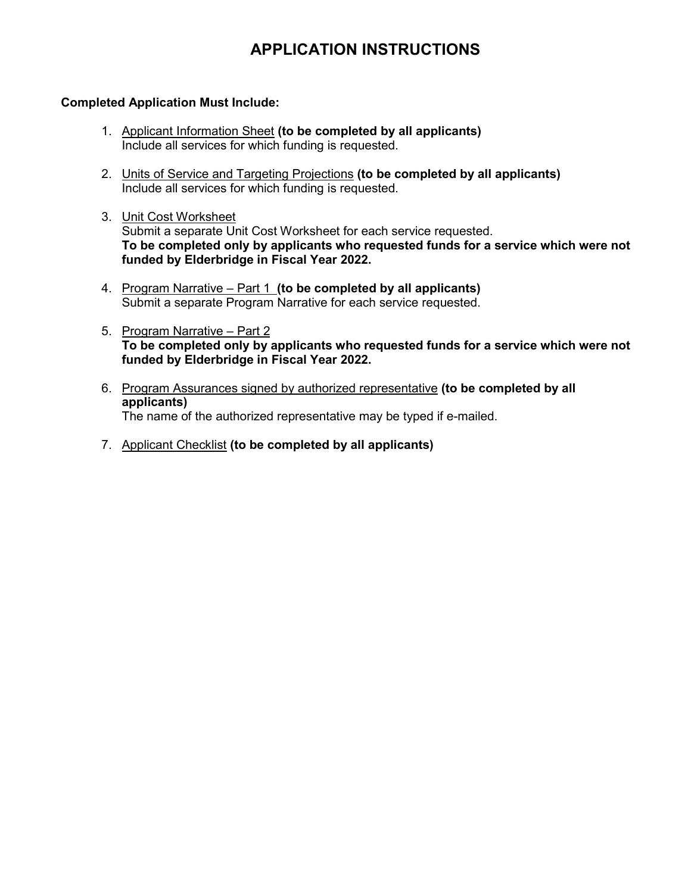# APPLICATION INSTRUCTIONS

**Completed Application Must Include:**

1. Applicant Information Sheet **(to be completed by all applicants)**
   Include all services for which funding is requested.

2. Units of Service and Targeting Projections **(to be completed by all applicants)**
   Include all services for which funding is requested.

3. Unit Cost Worksheet
   Submit a separate Unit Cost Worksheet for each service requested.
   **To be completed only by applicants who requested funds for a service which were not funded by Elderbridge in Fiscal Year 2022.**

4. Program Narrative – Part 1 **(to be completed by all applicants)**
   Submit a separate Program Narrative for each service requested.

5. Program Narrative – Part 2
   **To be completed only by applicants who requested funds for a service which were not funded by Elderbridge in Fiscal Year 2022.**

6. Program Assurances signed by authorized representative **(to be completed by all applicants)**
   The name of the authorized representative may be typed if e-mailed.

7. Applicant Checklist **(to be completed by all applicants)**